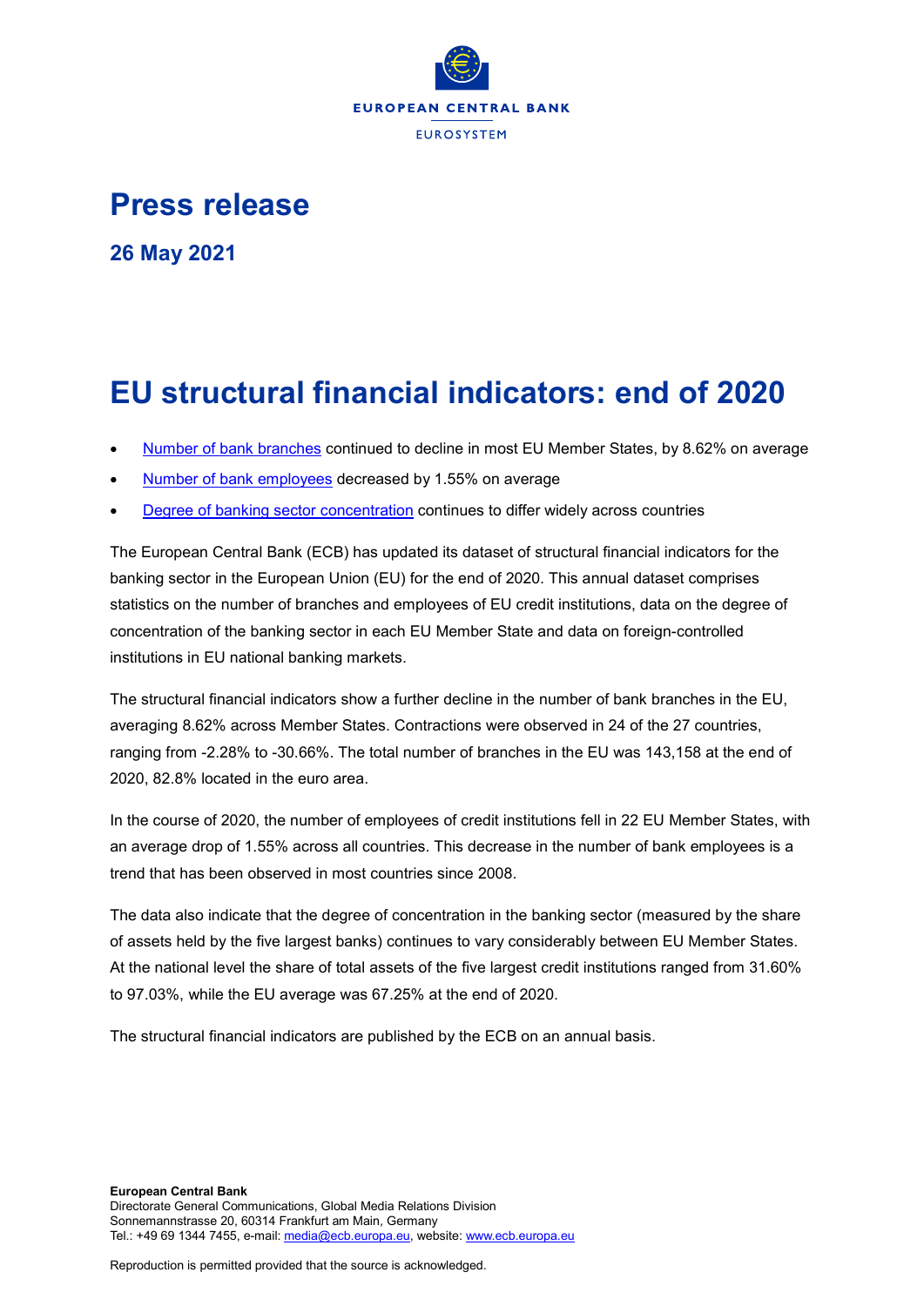EUROPEAN CENTRAL BANK

EUROSYSTEM

# Press release

**26 May 2021**

# EU structural financial indicators: end of 2020

- Number of bank branches continued to decline in most EU Member States, by 8.62% on average
- Number of bank employees decreased by 1.55% on average
- Degree of banking sector concentration continues to differ widely across countries

The European Central Bank (ECB) has updated its dataset of structural financial indicators for the banking sector in the European Union (EU) for the end of 2020. This annual dataset comprises statistics on the number of branches and employees of EU credit institutions, data on the degree of concentration of the banking sector in each EU Member State and data on foreign-controlled institutions in EU national banking markets.

The structural financial indicators show a further decline in the number of bank branches in the EU, averaging 8.62% across Member States. Contractions were observed in 24 of the 27 countries, ranging from -2.28% to -30.66%. The total number of branches in the EU was 143,158 at the end of 2020, 82.8% located in the euro area.

In the course of 2020, the number of employees of credit institutions fell in 22 EU Member States, with an average drop of 1.55% across all countries. This decrease in the number of bank employees is a trend that has been observed in most countries since 2008.

The data also indicate that the degree of concentration in the banking sector (measured by the share of assets held by the five largest banks) continues to vary considerably between EU Member States. At the national level the share of total assets of the five largest credit institutions ranged from 31.60% to 97.03%, while the EU average was 67.25% at the end of 2020.

The structural financial indicators are published by the ECB on an annual basis.

**European Central Bank**
Directorate General Communications, Global Media Relations Division
Sonnemannstrasse 20, 60314 Frankfurt am Main, Germany
Tel.: +49 69 1344 7455, e-mail: media@ecb.europa.eu, website: www.ecb.europa.eu

Reproduction is permitted provided that the source is acknowledged.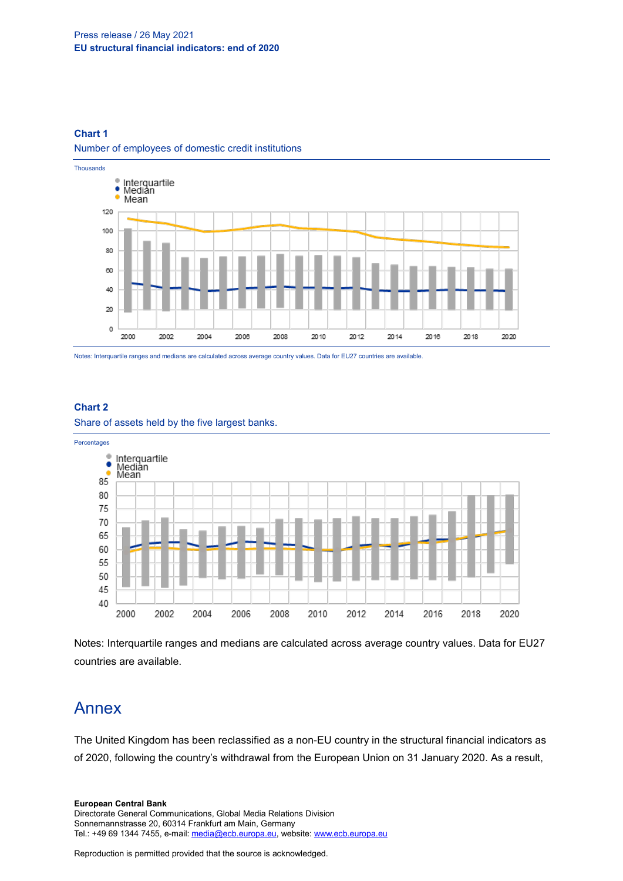**Chart 1**

Number of employees of domestic credit institutions

Thousands

Notes: Interquartile ranges and medians are calculated across average country values. Data for EU27 countries are available.

**Chart 2**

Share of assets held by the five largest banks.

Percentages

Notes: Interquartile ranges and medians are calculated across average country values. Data for EU27 countries are available.

# Annex

The United Kingdom has been reclassified as a non-EU country in the structural financial indicators as of 2020, following the country's withdrawal from the European Union on 31 January 2020. As a result,

**European Central Bank**
Directorate General Communications, Global Media Relations Division
Sonnemannstrasse 20, 60314 Frankfurt am Main, Germany
Tel.: +49 69 1344 7455, e-mail: media@ecb.europa.eu, website: www.ecb.europa.eu

Reproduction is permitted provided that the source is acknowledged.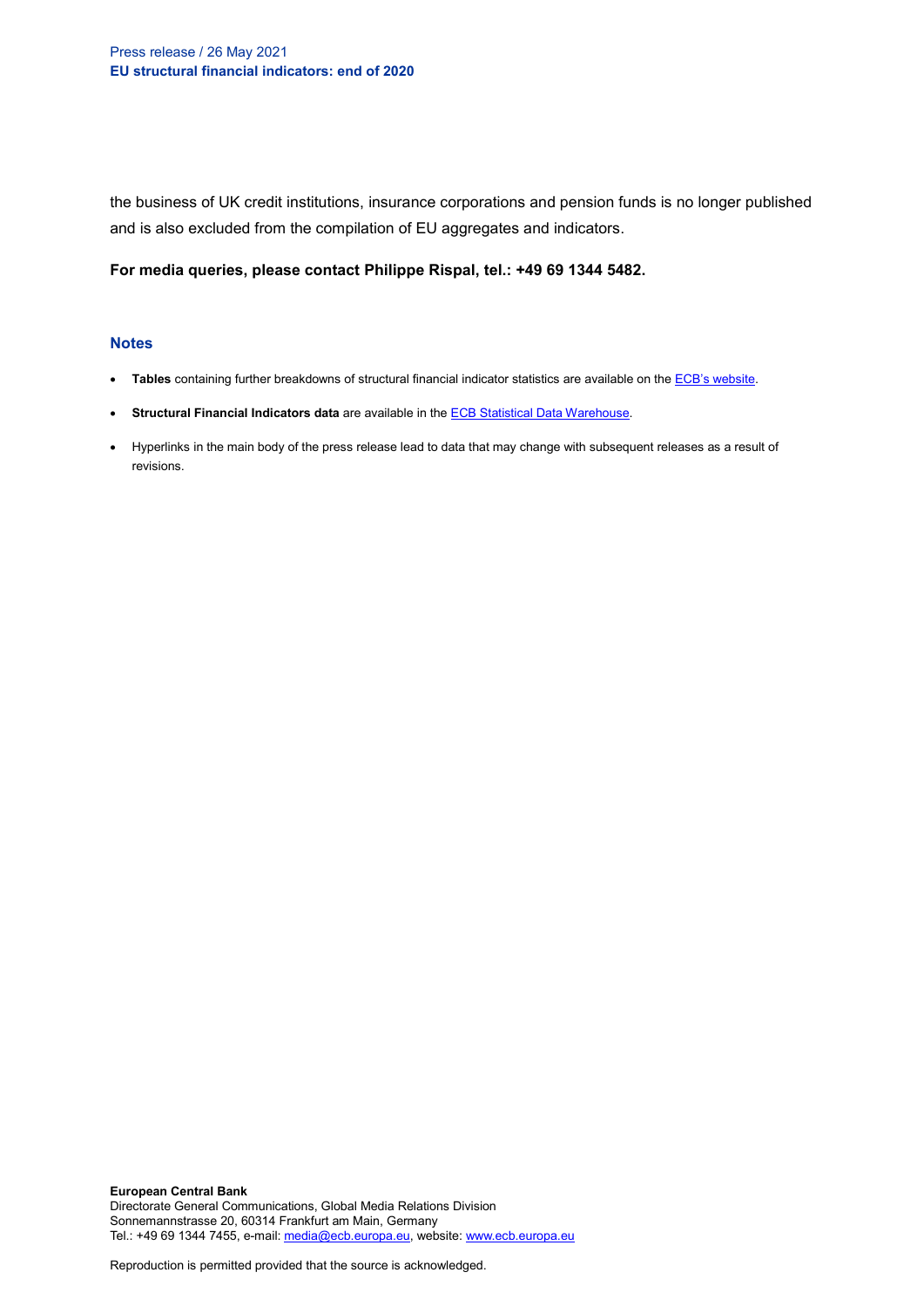the business of UK credit institutions, insurance corporations and pension funds is no longer published and is also excluded from the compilation of EU aggregates and indicators.

**For media queries, please contact Philippe Rispal, tel.: +49 69 1344 5482.**

## Notes

- **Tables** containing further breakdowns of structural financial indicator statistics are available on the ECB's website.
- **Structural Financial Indicators data** are available in the ECB Statistical Data Warehouse.
- Hyperlinks in the main body of the press release lead to data that may change with subsequent releases as a result of revisions.

**European Central Bank**
Directorate General Communications, Global Media Relations Division
Sonnemannstrasse 20, 60314 Frankfurt am Main, Germany
Tel.: +49 69 1344 7455, e-mail: media@ecb.europa.eu, website: www.ecb.europa.eu

Reproduction is permitted provided that the source is acknowledged.